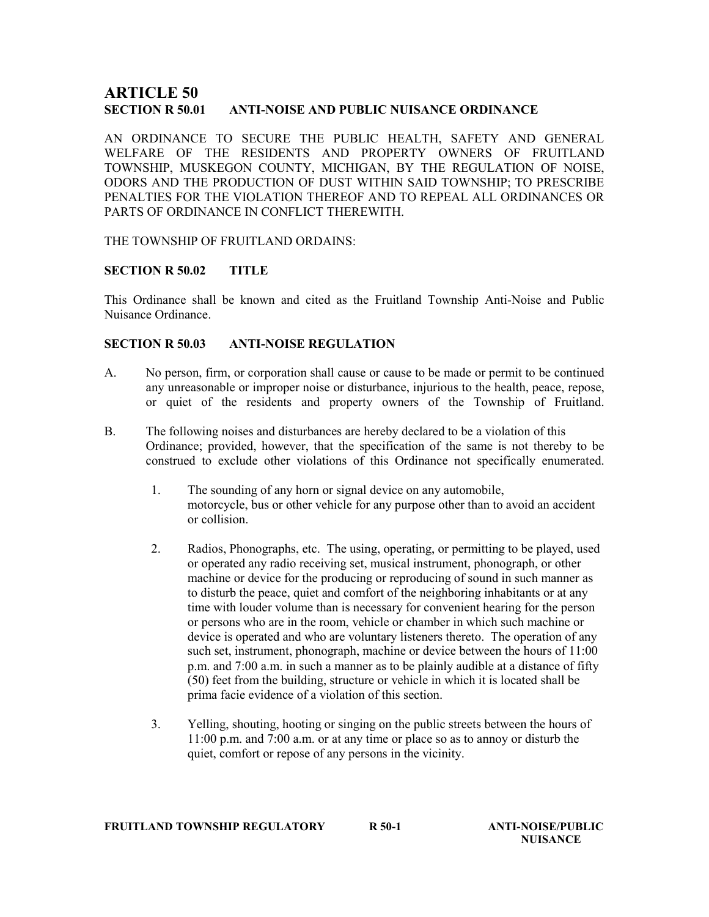# ARTICLE 50

## SECTION R 50.01 ANTI-NOISE AND PUBLIC NUISANCE ORDINANCE

AN ORDINANCE TO SECURE THE PUBLIC HEALTH, SAFETY AND GENERAL WELFARE OF THE RESIDENTS AND PROPERTY OWNERS OF FRUITLAND TOWNSHIP, MUSKEGON COUNTY, MICHIGAN, BY THE REGULATION OF NOISE, ODORS AND THE PRODUCTION OF DUST WITHIN SAID TOWNSHIP; TO PRESCRIBE PENALTIES FOR THE VIOLATION THEREOF AND TO REPEAL ALL ORDINANCES OR PARTS OF ORDINANCE IN CONFLICT THEREWITH.

THE TOWNSHIP OF FRUITLAND ORDAINS:

### SECTION R 50.02 TITLE

This Ordinance shall be known and cited as the Fruitland Township Anti-Noise and Public Nuisance Ordinance.

### SECTION R 50.03 ANTI-NOISE REGULATION

A. No person, firm, or corporation shall cause or cause to be made or permit to be continued any unreasonable or improper noise or disturbance, injurious to the health, peace, repose, or quiet of the residents and property owners of the Township of Fruitland.

B. The following noises and disturbances are hereby declared to be a violation of this Ordinance; provided, however, that the specification of the same is not thereby to be construed to exclude other violations of this Ordinance not specifically enumerated.

1. The sounding of any horn or signal device on any automobile, motorcycle, bus or other vehicle for any purpose other than to avoid an accident or collision.

2. Radios, Phonographs, etc. The using, operating, or permitting to be played, used or operated any radio receiving set, musical instrument, phonograph, or other machine or device for the producing or reproducing of sound in such manner as to disturb the peace, quiet and comfort of the neighboring inhabitants or at any time with louder volume than is necessary for convenient hearing for the person or persons who are in the room, vehicle or chamber in which such machine or device is operated and who are voluntary listeners thereto. The operation of any such set, instrument, phonograph, machine or device between the hours of 11:00 p.m. and 7:00 a.m. in such a manner as to be plainly audible at a distance of fifty (50) feet from the building, structure or vehicle in which it is located shall be prima facie evidence of a violation of this section.

3. Yelling, shouting, hooting or singing on the public streets between the hours of 11:00 p.m. and 7:00 a.m. or at any time or place so as to annoy or disturb the quiet, comfort or repose of any persons in the vicinity.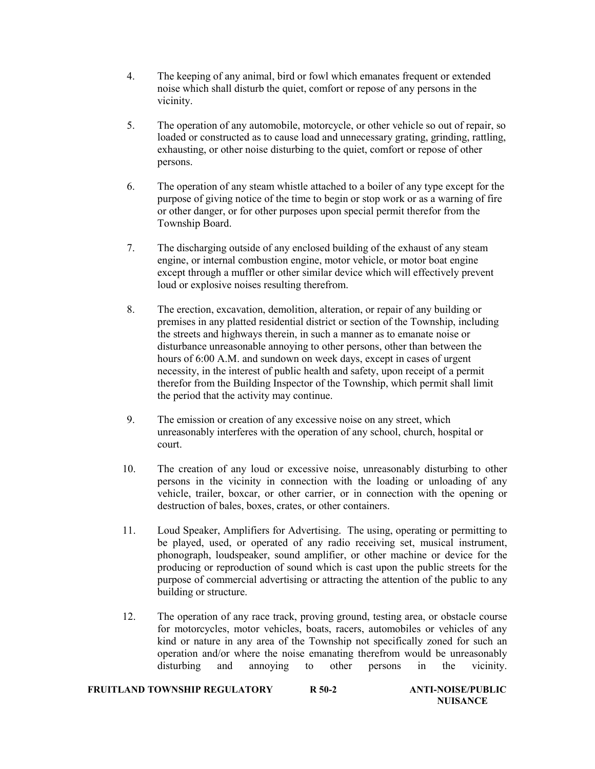4. The keeping of any animal, bird or fowl which emanates frequent or extended noise which shall disturb the quiet, comfort or repose of any persons in the vicinity.

5. The operation of any automobile, motorcycle, or other vehicle so out of repair, so loaded or constructed as to cause load and unnecessary grating, grinding, rattling, exhausting, or other noise disturbing to the quiet, comfort or repose of other persons.

6. The operation of any steam whistle attached to a boiler of any type except for the purpose of giving notice of the time to begin or stop work or as a warning of fire or other danger, or for other purposes upon special permit therefor from the Township Board.

7. The discharging outside of any enclosed building of the exhaust of any steam engine, or internal combustion engine, motor vehicle, or motor boat engine except through a muffler or other similar device which will effectively prevent loud or explosive noises resulting therefrom.

8. The erection, excavation, demolition, alteration, or repair of any building or premises in any platted residential district or section of the Township, including the streets and highways therein, in such a manner as to emanate noise or disturbance unreasonable annoying to other persons, other than between the hours of 6:00 A.M. and sundown on week days, except in cases of urgent necessity, in the interest of public health and safety, upon receipt of a permit therefor from the Building Inspector of the Township, which permit shall limit the period that the activity may continue.

9. The emission or creation of any excessive noise on any street, which unreasonably interferes with the operation of any school, church, hospital or court.

10. The creation of any loud or excessive noise, unreasonably disturbing to other persons in the vicinity in connection with the loading or unloading of any vehicle, trailer, boxcar, or other carrier, or in connection with the opening or destruction of bales, boxes, crates, or other containers.

11. Loud Speaker, Amplifiers for Advertising. The using, operating or permitting to be played, used, or operated of any radio receiving set, musical instrument, phonograph, loudspeaker, sound amplifier, or other machine or device for the producing or reproduction of sound which is cast upon the public streets for the purpose of commercial advertising or attracting the attention of the public to any building or structure.

12. The operation of any race track, proving ground, testing area, or obstacle course for motorcycles, motor vehicles, boats, racers, automobiles or vehicles of any kind or nature in any area of the Township not specifically zoned for such an operation and/or where the noise emanating therefrom would be unreasonably disturbing and annoying to other persons in the vicinity.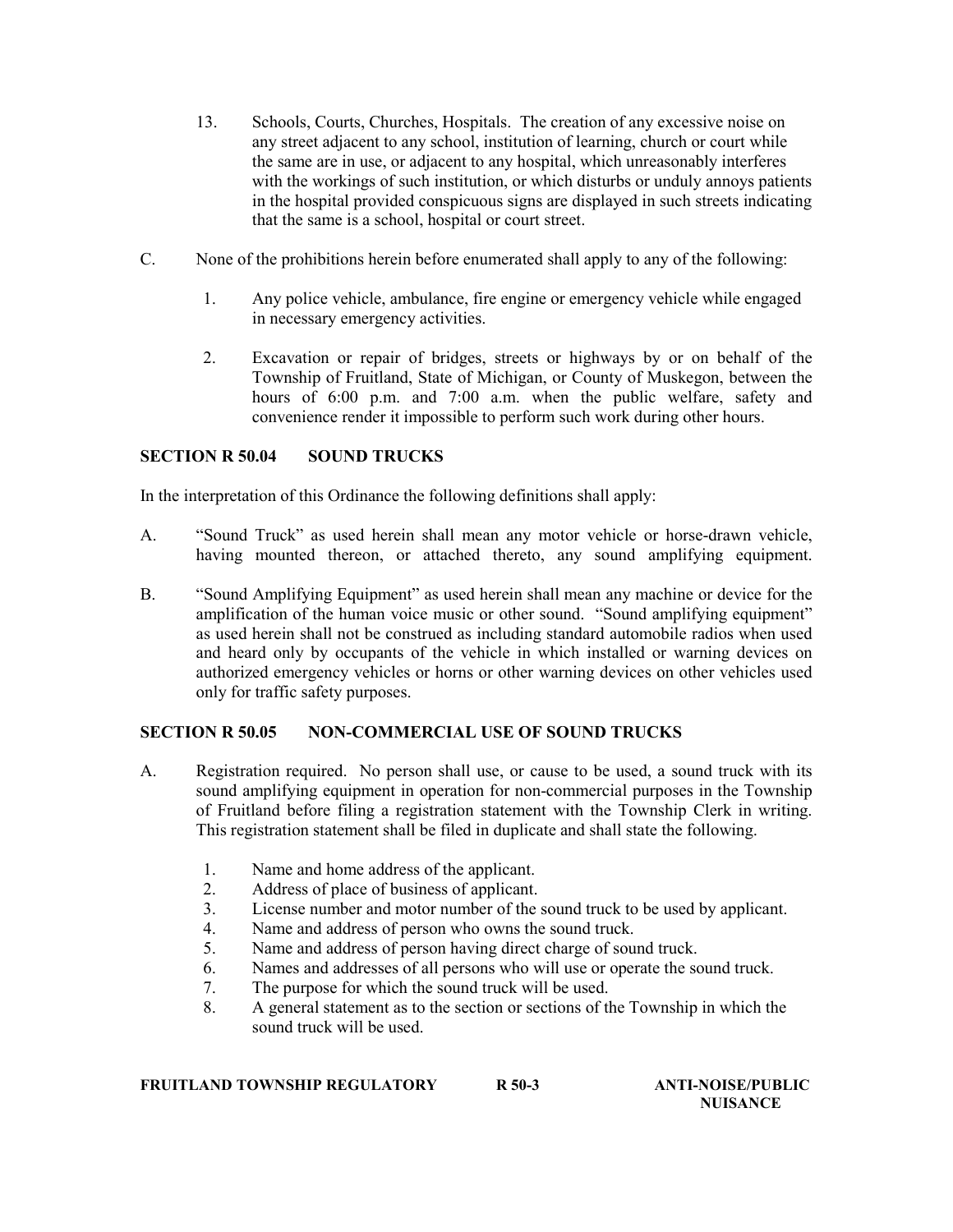13. Schools, Courts, Churches, Hospitals. The creation of any excessive noise on any street adjacent to any school, institution of learning, church or court while the same are in use, or adjacent to any hospital, which unreasonably interferes with the workings of such institution, or which disturbs or unduly annoys patients in the hospital provided conspicuous signs are displayed in such streets indicating that the same is a school, hospital or court street.

C. None of the prohibitions herein before enumerated shall apply to any of the following:

   1. Any police vehicle, ambulance, fire engine or emergency vehicle while engaged in necessary emergency activities.

   2. Excavation or repair of bridges, streets or highways by or on behalf of the Township of Fruitland, State of Michigan, or County of Muskegon, between the hours of 6:00 p.m. and 7:00 a.m. when the public welfare, safety and convenience render it impossible to perform such work during other hours.

## SECTION R 50.04 SOUND TRUCKS

In the interpretation of this Ordinance the following definitions shall apply:

A. "Sound Truck" as used herein shall mean any motor vehicle or horse-drawn vehicle, having mounted thereon, or attached thereto, any sound amplifying equipment.

B. "Sound Amplifying Equipment" as used herein shall mean any machine or device for the amplification of the human voice music or other sound. "Sound amplifying equipment" as used herein shall not be construed as including standard automobile radios when used and heard only by occupants of the vehicle in which installed or warning devices on authorized emergency vehicles or horns or other warning devices on other vehicles used only for traffic safety purposes.

## SECTION R 50.05 NON-COMMERCIAL USE OF SOUND TRUCKS

A. Registration required. No person shall use, or cause to be used, a sound truck with its sound amplifying equipment in operation for non-commercial purposes in the Township of Fruitland before filing a registration statement with the Township Clerk in writing. This registration statement shall be filed in duplicate and shall state the following.

   1. Name and home address of the applicant.
   2. Address of place of business of applicant.
   3. License number and motor number of the sound truck to be used by applicant.
   4. Name and address of person who owns the sound truck.
   5. Name and address of person having direct charge of sound truck.
   6. Names and addresses of all persons who will use or operate the sound truck.
   7. The purpose for which the sound truck will be used.
   8. A general statement as to the section or sections of the Township in which the sound truck will be used.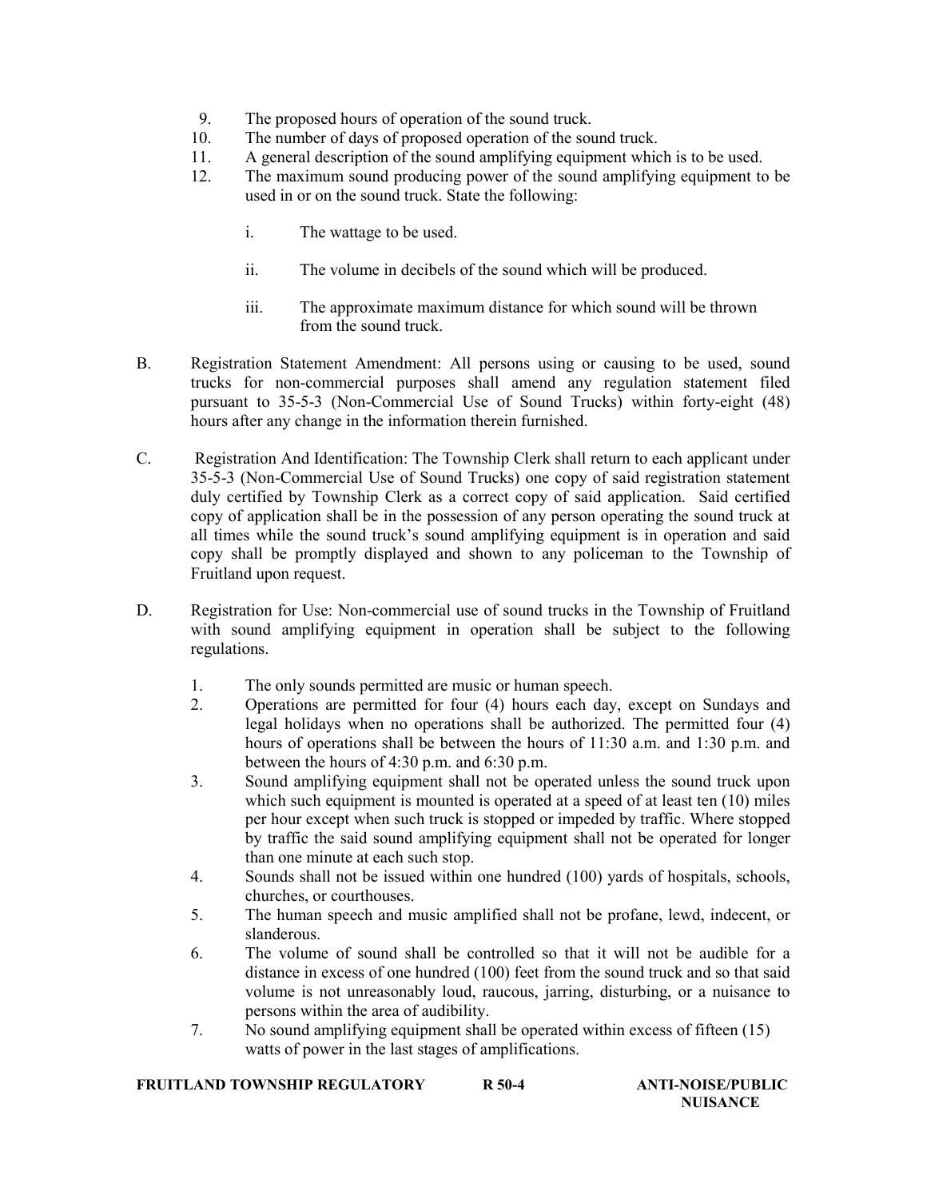9. The proposed hours of operation of the sound truck.
10. The number of days of proposed operation of the sound truck.
11. A general description of the sound amplifying equipment which is to be used.
12. The maximum sound producing power of the sound amplifying equipment to be used in or on the sound truck. State the following:

    i. The wattage to be used.

    ii. The volume in decibels of the sound which will be produced.

    iii. The approximate maximum distance for which sound will be thrown from the sound truck.

B. Registration Statement Amendment: All persons using or causing to be used, sound trucks for non-commercial purposes shall amend any regulation statement filed pursuant to 35-5-3 (Non-Commercial Use of Sound Trucks) within forty-eight (48) hours after any change in the information therein furnished.

C. Registration And Identification: The Township Clerk shall return to each applicant under 35-5-3 (Non-Commercial Use of Sound Trucks) one copy of said registration statement duly certified by Township Clerk as a correct copy of said application. Said certified copy of application shall be in the possession of any person operating the sound truck at all times while the sound truck's sound amplifying equipment is in operation and said copy shall be promptly displayed and shown to any policeman to the Township of Fruitland upon request.

D. Registration for Use: Non-commercial use of sound trucks in the Township of Fruitland with sound amplifying equipment in operation shall be subject to the following regulations.

1. The only sounds permitted are music or human speech.
2. Operations are permitted for four (4) hours each day, except on Sundays and legal holidays when no operations shall be authorized. The permitted four (4) hours of operations shall be between the hours of 11:30 a.m. and 1:30 p.m. and between the hours of 4:30 p.m. and 6:30 p.m.
3. Sound amplifying equipment shall not be operated unless the sound truck upon which such equipment is mounted is operated at a speed of at least ten (10) miles per hour except when such truck is stopped or impeded by traffic. Where stopped by traffic the said sound amplifying equipment shall not be operated for longer than one minute at each such stop.
4. Sounds shall not be issued within one hundred (100) yards of hospitals, schools, churches, or courthouses.
5. The human speech and music amplified shall not be profane, lewd, indecent, or slanderous.
6. The volume of sound shall be controlled so that it will not be audible for a distance in excess of one hundred (100) feet from the sound truck and so that said volume is not unreasonably loud, raucous, jarring, disturbing, or a nuisance to persons within the area of audibility.
7. No sound amplifying equipment shall be operated within excess of fifteen (15) watts of power in the last stages of amplifications.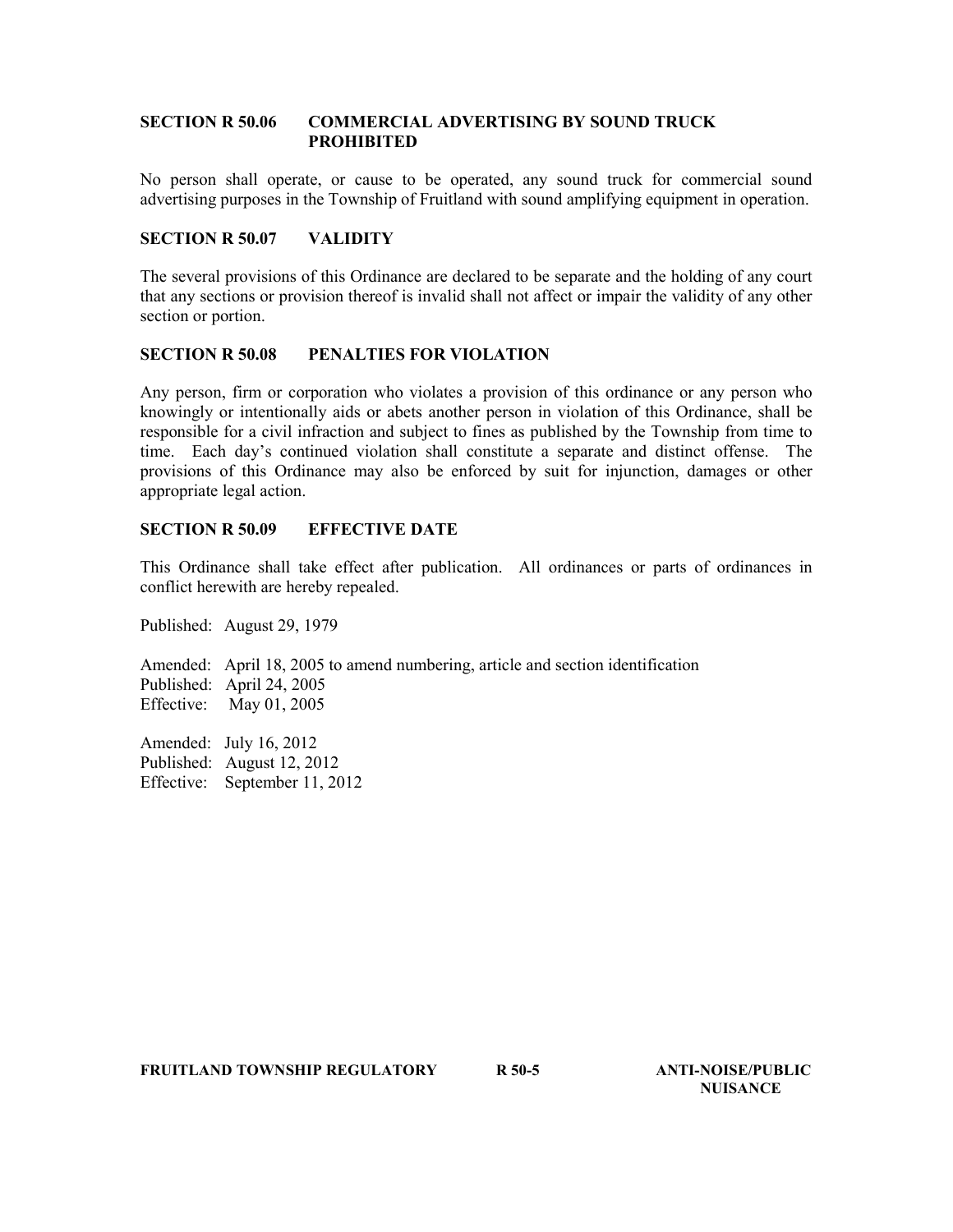## SECTION R 50.06 COMMERCIAL ADVERTISING BY SOUND TRUCK PROHIBITED

No person shall operate, or cause to be operated, any sound truck for commercial sound advertising purposes in the Township of Fruitland with sound amplifying equipment in operation.

## SECTION R 50.07 VALIDITY

The several provisions of this Ordinance are declared to be separate and the holding of any court that any sections or provision thereof is invalid shall not affect or impair the validity of any other section or portion.

## SECTION R 50.08 PENALTIES FOR VIOLATION

Any person, firm or corporation who violates a provision of this ordinance or any person who knowingly or intentionally aids or abets another person in violation of this Ordinance, shall be responsible for a civil infraction and subject to fines as published by the Township from time to time. Each day's continued violation shall constitute a separate and distinct offense. The provisions of this Ordinance may also be enforced by suit for injunction, damages or other appropriate legal action.

## SECTION R 50.09 EFFECTIVE DATE

This Ordinance shall take effect after publication. All ordinances or parts of ordinances in conflict herewith are hereby repealed.

Published: August 29, 1979

Amended: April 18, 2005 to amend numbering, article and section identification
Published: April 24, 2005
Effective: May 01, 2005

Amended: July 16, 2012
Published: August 12, 2012
Effective: September 11, 2012